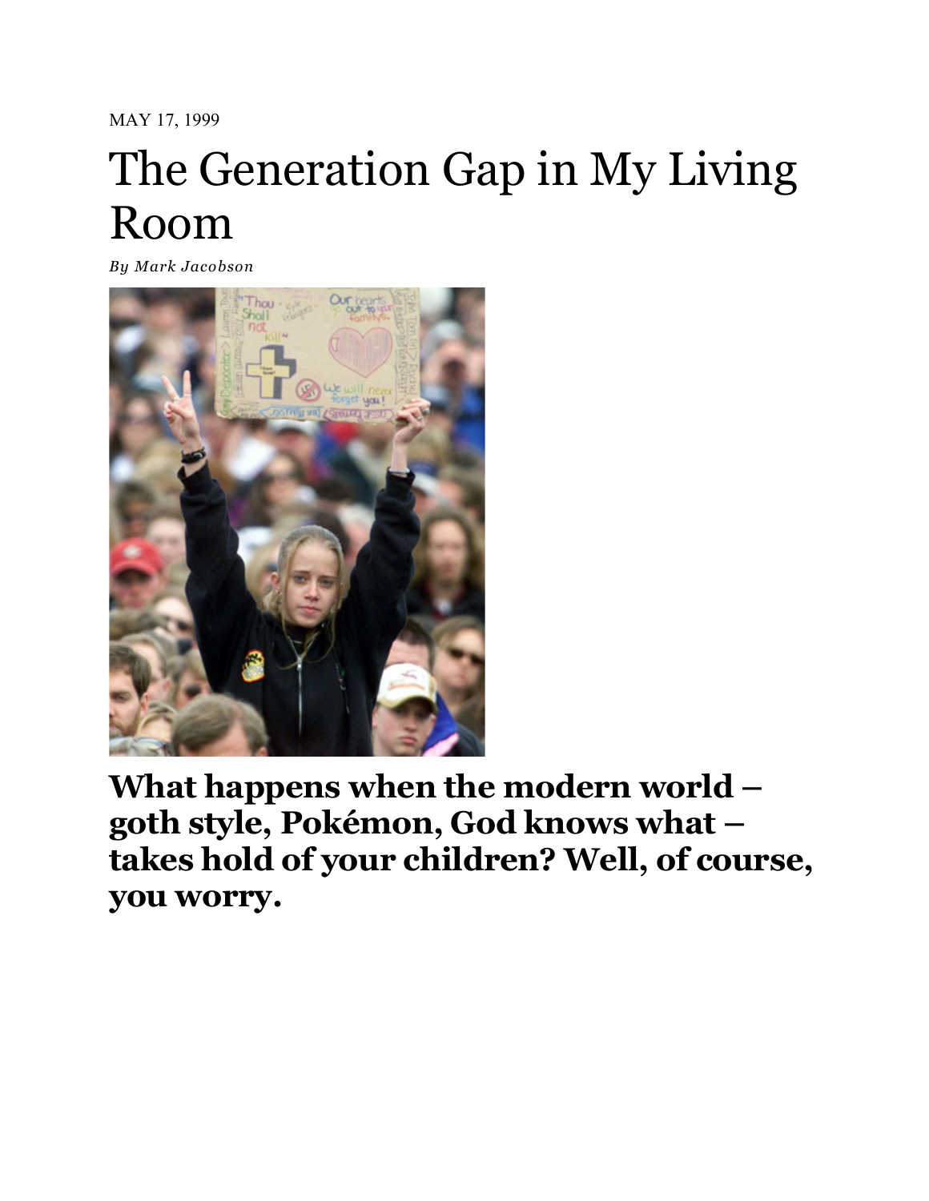MAY 17, 1999

# The Generation Gap in My Living Room

*By Mark Jacobson*

## What happens when the modern world – goth style, Pokémon, God knows what – takes hold of your children? Well, of course, you worry.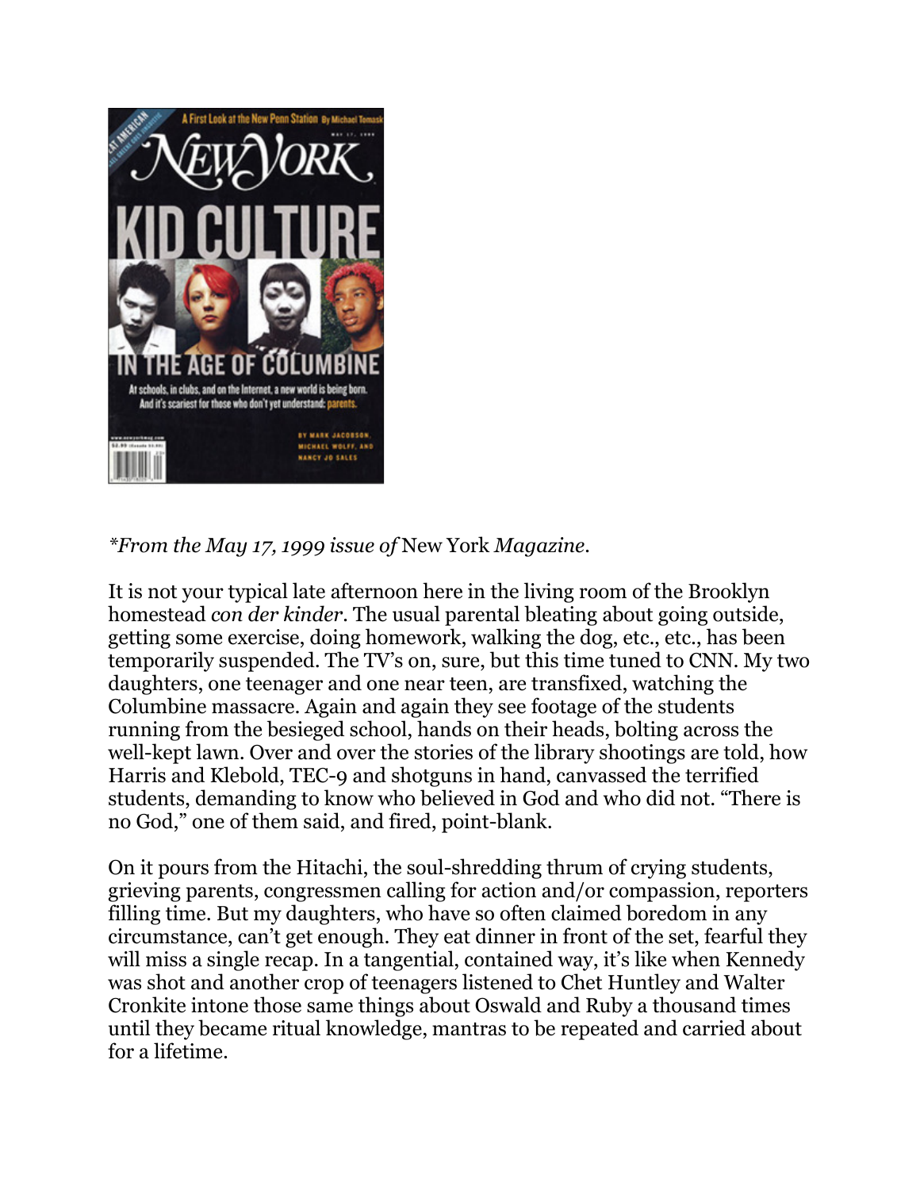*From the May 17, 1999 issue of* New York *Magazine.*

It is not your typical late afternoon here in the living room of the Brooklyn homestead *con der kinder*. The usual parental bleating about going outside, getting some exercise, doing homework, walking the dog, etc., etc., has been temporarily suspended. The TV's on, sure, but this time tuned to CNN. My two daughters, one teenager and one near teen, are transfixed, watching the Columbine massacre. Again and again they see footage of the students running from the besieged school, hands on their heads, bolting across the well-kept lawn. Over and over the stories of the library shootings are told, how Harris and Klebold, TEC-9 and shotguns in hand, canvassed the terrified students, demanding to know who believed in God and who did not. "There is no God," one of them said, and fired, point-blank.

On it pours from the Hitachi, the soul-shredding thrum of crying students, grieving parents, congressmen calling for action and/or compassion, reporters filling time. But my daughters, who have so often claimed boredom in any circumstance, can't get enough. They eat dinner in front of the set, fearful they will miss a single recap. In a tangential, contained way, it's like when Kennedy was shot and another crop of teenagers listened to Chet Huntley and Walter Cronkite intone those same things about Oswald and Ruby a thousand times until they became ritual knowledge, mantras to be repeated and carried about for a lifetime.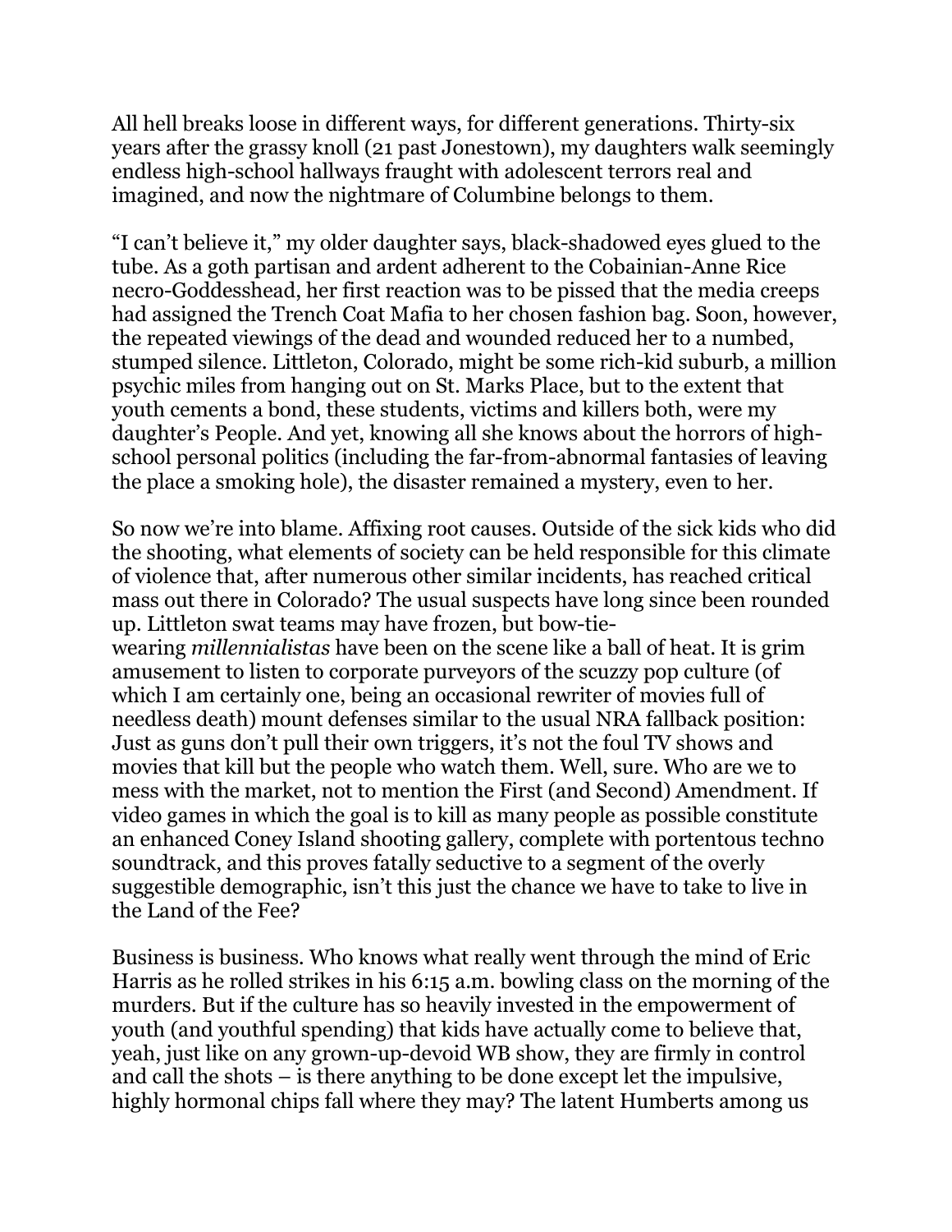All hell breaks loose in different ways, for different generations. Thirty-six years after the grassy knoll (21 past Jonestown), my daughters walk seemingly endless high-school hallways fraught with adolescent terrors real and imagined, and now the nightmare of Columbine belongs to them.

"I can't believe it," my older daughter says, black-shadowed eyes glued to the tube. As a goth partisan and ardent adherent to the Cobainian-Anne Rice necro-Goddesshead, her first reaction was to be pissed that the media creeps had assigned the Trench Coat Mafia to her chosen fashion bag. Soon, however, the repeated viewings of the dead and wounded reduced her to a numbed, stumped silence. Littleton, Colorado, might be some rich-kid suburb, a million psychic miles from hanging out on St. Marks Place, but to the extent that youth cements a bond, these students, victims and killers both, were my daughter's People. And yet, knowing all she knows about the horrors of high-school personal politics (including the far-from-abnormal fantasies of leaving the place a smoking hole), the disaster remained a mystery, even to her.

So now we're into blame. Affixing root causes. Outside of the sick kids who did the shooting, what elements of society can be held responsible for this climate of violence that, after numerous other similar incidents, has reached critical mass out there in Colorado? The usual suspects have long since been rounded up. Littleton swat teams may have frozen, but bow-tie-wearing *millennialistas* have been on the scene like a ball of heat. It is grim amusement to listen to corporate purveyors of the scuzzy pop culture (of which I am certainly one, being an occasional rewriter of movies full of needless death) mount defenses similar to the usual NRA fallback position: Just as guns don't pull their own triggers, it's not the foul TV shows and movies that kill but the people who watch them. Well, sure. Who are we to mess with the market, not to mention the First (and Second) Amendment. If video games in which the goal is to kill as many people as possible constitute an enhanced Coney Island shooting gallery, complete with portentous techno soundtrack, and this proves fatally seductive to a segment of the overly suggestible demographic, isn't this just the chance we have to take to live in the Land of the Fee?

Business is business. Who knows what really went through the mind of Eric Harris as he rolled strikes in his 6:15 a.m. bowling class on the morning of the murders. But if the culture has so heavily invested in the empowerment of youth (and youthful spending) that kids have actually come to believe that, yeah, just like on any grown-up-devoid WB show, they are firmly in control and call the shots – is there anything to be done except let the impulsive, highly hormonal chips fall where they may? The latent Humberts among us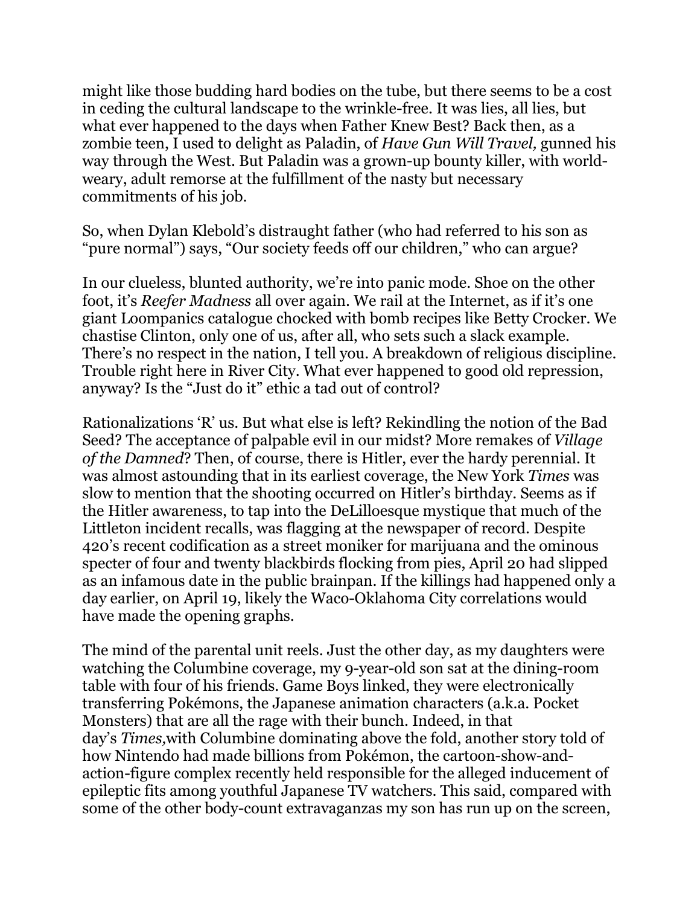might like those budding hard bodies on the tube, but there seems to be a cost in ceding the cultural landscape to the wrinkle-free. It was lies, all lies, but what ever happened to the days when Father Knew Best? Back then, as a zombie teen, I used to delight as Paladin, of *Have Gun Will Travel,* gunned his way through the West. But Paladin was a grown-up bounty killer, with world-weary, adult remorse at the fulfillment of the nasty but necessary commitments of his job.

So, when Dylan Klebold's distraught father (who had referred to his son as "pure normal") says, "Our society feeds off our children," who can argue?

In our clueless, blunted authority, we're into panic mode. Shoe on the other foot, it's *Reefer Madness* all over again. We rail at the Internet, as if it's one giant Loompanics catalogue chocked with bomb recipes like Betty Crocker. We chastise Clinton, only one of us, after all, who sets such a slack example. There's no respect in the nation, I tell you. A breakdown of religious discipline. Trouble right here in River City. What ever happened to good old repression, anyway? Is the "Just do it" ethic a tad out of control?

Rationalizations 'R' us. But what else is left? Rekindling the notion of the Bad Seed? The acceptance of palpable evil in our midst? More remakes of *Village of the Damned*? Then, of course, there is Hitler, ever the hardy perennial. It was almost astounding that in its earliest coverage, the New York *Times* was slow to mention that the shooting occurred on Hitler's birthday. Seems as if the Hitler awareness, to tap into the DeLilloesque mystique that much of the Littleton incident recalls, was flagging at the newspaper of record. Despite 420's recent codification as a street moniker for marijuana and the ominous specter of four and twenty blackbirds flocking from pies, April 20 had slipped as an infamous date in the public brainpan. If the killings had happened only a day earlier, on April 19, likely the Waco-Oklahoma City correlations would have made the opening graphs.

The mind of the parental unit reels. Just the other day, as my daughters were watching the Columbine coverage, my 9-year-old son sat at the dining-room table with four of his friends. Game Boys linked, they were electronically transferring Pokémons, the Japanese animation characters (a.k.a. Pocket Monsters) that are all the rage with their bunch. Indeed, in that day's *Times,* with Columbine dominating above the fold, another story told of how Nintendo had made billions from Pokémon, the cartoon-show-and-action-figure complex recently held responsible for the alleged inducement of epileptic fits among youthful Japanese TV watchers. This said, compared with some of the other body-count extravaganzas my son has run up on the screen,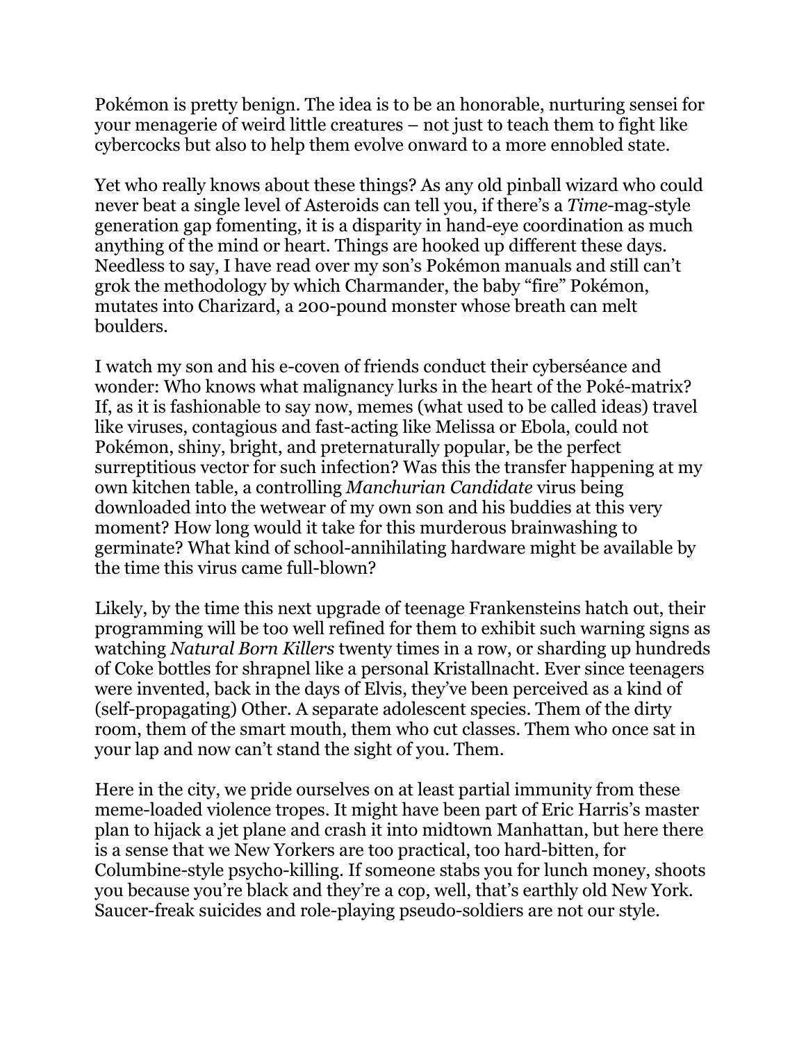Pokémon is pretty benign. The idea is to be an honorable, nurturing sensei for your menagerie of weird little creatures – not just to teach them to fight like cybercocks but also to help them evolve onward to a more ennobled state.

Yet who really knows about these things? As any old pinball wizard who could never beat a single level of Asteroids can tell you, if there's a *Time*-mag-style generation gap fomenting, it is a disparity in hand-eye coordination as much anything of the mind or heart. Things are hooked up different these days. Needless to say, I have read over my son's Pokémon manuals and still can't grok the methodology by which Charmander, the baby "fire" Pokémon, mutates into Charizard, a 200-pound monster whose breath can melt boulders.

I watch my son and his e-coven of friends conduct their cyberséance and wonder: Who knows what malignancy lurks in the heart of the Poké-matrix? If, as it is fashionable to say now, memes (what used to be called ideas) travel like viruses, contagious and fast-acting like Melissa or Ebola, could not Pokémon, shiny, bright, and preternaturally popular, be the perfect surreptitious vector for such infection? Was this the transfer happening at my own kitchen table, a controlling *Manchurian Candidate* virus being downloaded into the wetwear of my own son and his buddies at this very moment? How long would it take for this murderous brainwashing to germinate? What kind of school-annihilating hardware might be available by the time this virus came full-blown?

Likely, by the time this next upgrade of teenage Frankensteins hatch out, their programming will be too well refined for them to exhibit such warning signs as watching *Natural Born Killers* twenty times in a row, or sharding up hundreds of Coke bottles for shrapnel like a personal Kristallnacht. Ever since teenagers were invented, back in the days of Elvis, they've been perceived as a kind of (self-propagating) Other. A separate adolescent species. Them of the dirty room, them of the smart mouth, them who cut classes. Them who once sat in your lap and now can't stand the sight of you. Them.

Here in the city, we pride ourselves on at least partial immunity from these meme-loaded violence tropes. It might have been part of Eric Harris's master plan to hijack a jet plane and crash it into midtown Manhattan, but here there is a sense that we New Yorkers are too practical, too hard-bitten, for Columbine-style psycho-killing. If someone stabs you for lunch money, shoots you because you're black and they're a cop, well, that's earthly old New York. Saucer-freak suicides and role-playing pseudo-soldiers are not our style.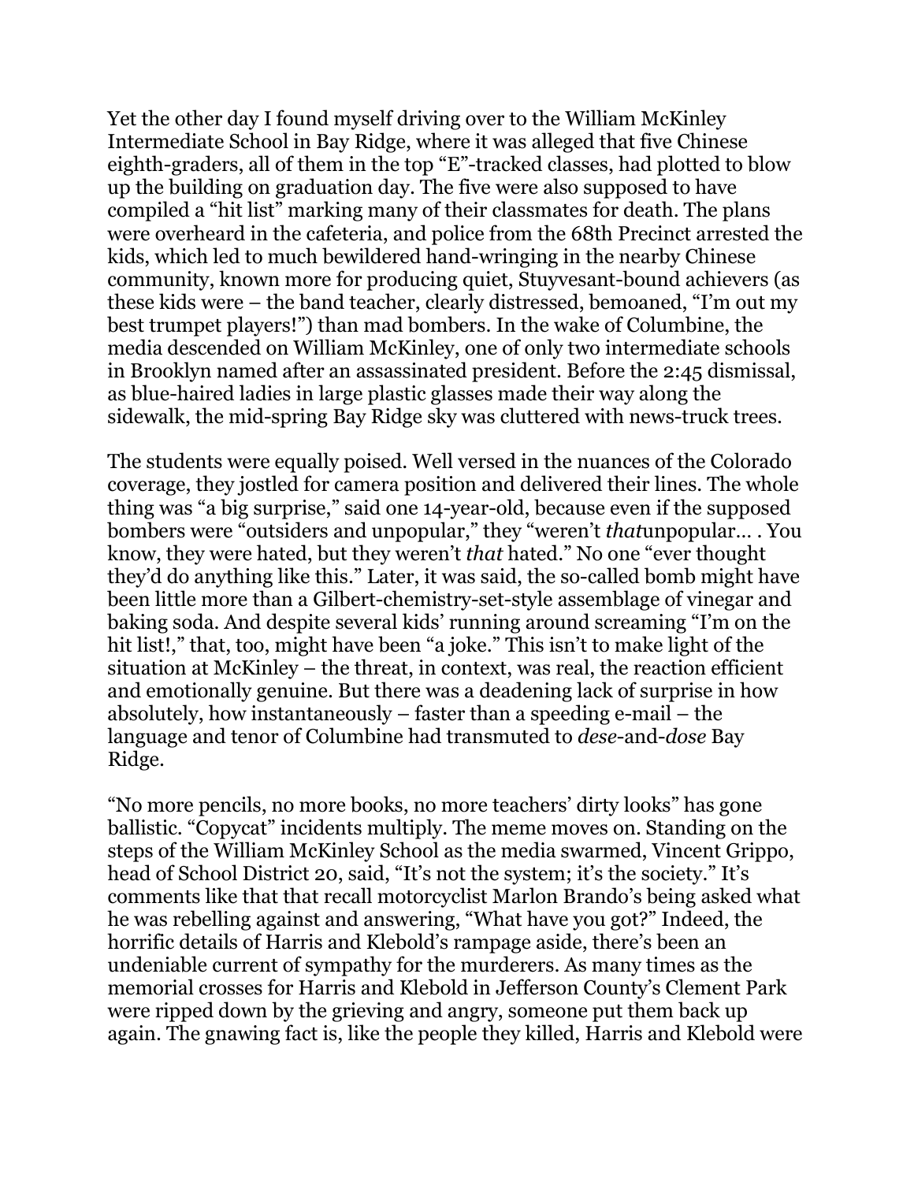Yet the other day I found myself driving over to the William McKinley Intermediate School in Bay Ridge, where it was alleged that five Chinese eighth-graders, all of them in the top "E"-tracked classes, had plotted to blow up the building on graduation day. The five were also supposed to have compiled a "hit list" marking many of their classmates for death. The plans were overheard in the cafeteria, and police from the 68th Precinct arrested the kids, which led to much bewildered hand-wringing in the nearby Chinese community, known more for producing quiet, Stuyvesant-bound achievers (as these kids were – the band teacher, clearly distressed, bemoaned, "I'm out my best trumpet players!") than mad bombers. In the wake of Columbine, the media descended on William McKinley, one of only two intermediate schools in Brooklyn named after an assassinated president. Before the 2:45 dismissal, as blue-haired ladies in large plastic glasses made their way along the sidewalk, the mid-spring Bay Ridge sky was cluttered with news-truck trees.

The students were equally poised. Well versed in the nuances of the Colorado coverage, they jostled for camera position and delivered their lines. The whole thing was "a big surprise," said one 14-year-old, because even if the supposed bombers were "outsiders and unpopular," they "weren't *that*unpopular… . You know, they were hated, but they weren't *that* hated." No one "ever thought they'd do anything like this." Later, it was said, the so-called bomb might have been little more than a Gilbert-chemistry-set-style assemblage of vinegar and baking soda. And despite several kids' running around screaming "I'm on the hit list!," that, too, might have been "a joke." This isn't to make light of the situation at McKinley – the threat, in context, was real, the reaction efficient and emotionally genuine. But there was a deadening lack of surprise in how absolutely, how instantaneously – faster than a speeding e-mail – the language and tenor of Columbine had transmuted to *dese*-and-*dose* Bay Ridge.

"No more pencils, no more books, no more teachers' dirty looks" has gone ballistic. "Copycat" incidents multiply. The meme moves on. Standing on the steps of the William McKinley School as the media swarmed, Vincent Grippo, head of School District 20, said, "It's not the system; it's the society." It's comments like that that recall motorcyclist Marlon Brando's being asked what he was rebelling against and answering, "What have you got?" Indeed, the horrific details of Harris and Klebold's rampage aside, there's been an undeniable current of sympathy for the murderers. As many times as the memorial crosses for Harris and Klebold in Jefferson County's Clement Park were ripped down by the grieving and angry, someone put them back up again. The gnawing fact is, like the people they killed, Harris and Klebold were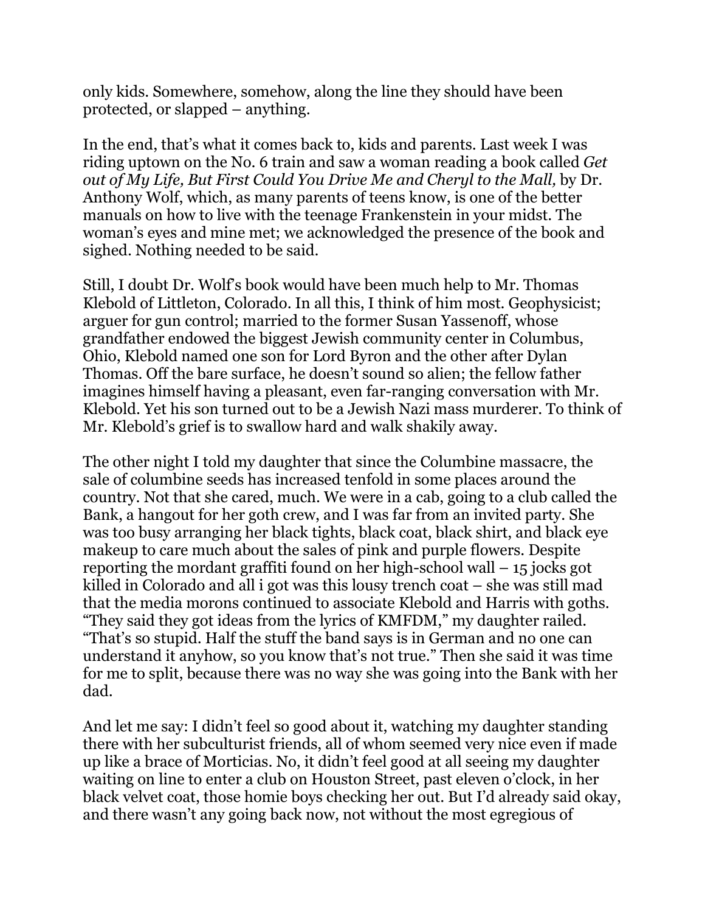only kids. Somewhere, somehow, along the line they should have been protected, or slapped – anything.

In the end, that's what it comes back to, kids and parents. Last week I was riding uptown on the No. 6 train and saw a woman reading a book called *Get out of My Life, But First Could You Drive Me and Cheryl to the Mall,* by Dr. Anthony Wolf, which, as many parents of teens know, is one of the better manuals on how to live with the teenage Frankenstein in your midst. The woman's eyes and mine met; we acknowledged the presence of the book and sighed. Nothing needed to be said.

Still, I doubt Dr. Wolf's book would have been much help to Mr. Thomas Klebold of Littleton, Colorado. In all this, I think of him most. Geophysicist; arguer for gun control; married to the former Susan Yassenoff, whose grandfather endowed the biggest Jewish community center in Columbus, Ohio, Klebold named one son for Lord Byron and the other after Dylan Thomas. Off the bare surface, he doesn't sound so alien; the fellow father imagines himself having a pleasant, even far-ranging conversation with Mr. Klebold. Yet his son turned out to be a Jewish Nazi mass murderer. To think of Mr. Klebold's grief is to swallow hard and walk shakily away.

The other night I told my daughter that since the Columbine massacre, the sale of columbine seeds has increased tenfold in some places around the country. Not that she cared, much. We were in a cab, going to a club called the Bank, a hangout for her goth crew, and I was far from an invited party. She was too busy arranging her black tights, black coat, black shirt, and black eye makeup to care much about the sales of pink and purple flowers. Despite reporting the mordant graffiti found on her high-school wall – 15 jocks got killed in Colorado and all i got was this lousy trench coat – she was still mad that the media morons continued to associate Klebold and Harris with goths. "They said they got ideas from the lyrics of KMFDM," my daughter railed. "That's so stupid. Half the stuff the band says is in German and no one can understand it anyhow, so you know that's not true." Then she said it was time for me to split, because there was no way she was going into the Bank with her dad.

And let me say: I didn't feel so good about it, watching my daughter standing there with her subculturist friends, all of whom seemed very nice even if made up like a brace of Morticias. No, it didn't feel good at all seeing my daughter waiting on line to enter a club on Houston Street, past eleven o'clock, in her black velvet coat, those homie boys checking her out. But I'd already said okay, and there wasn't any going back now, not without the most egregious of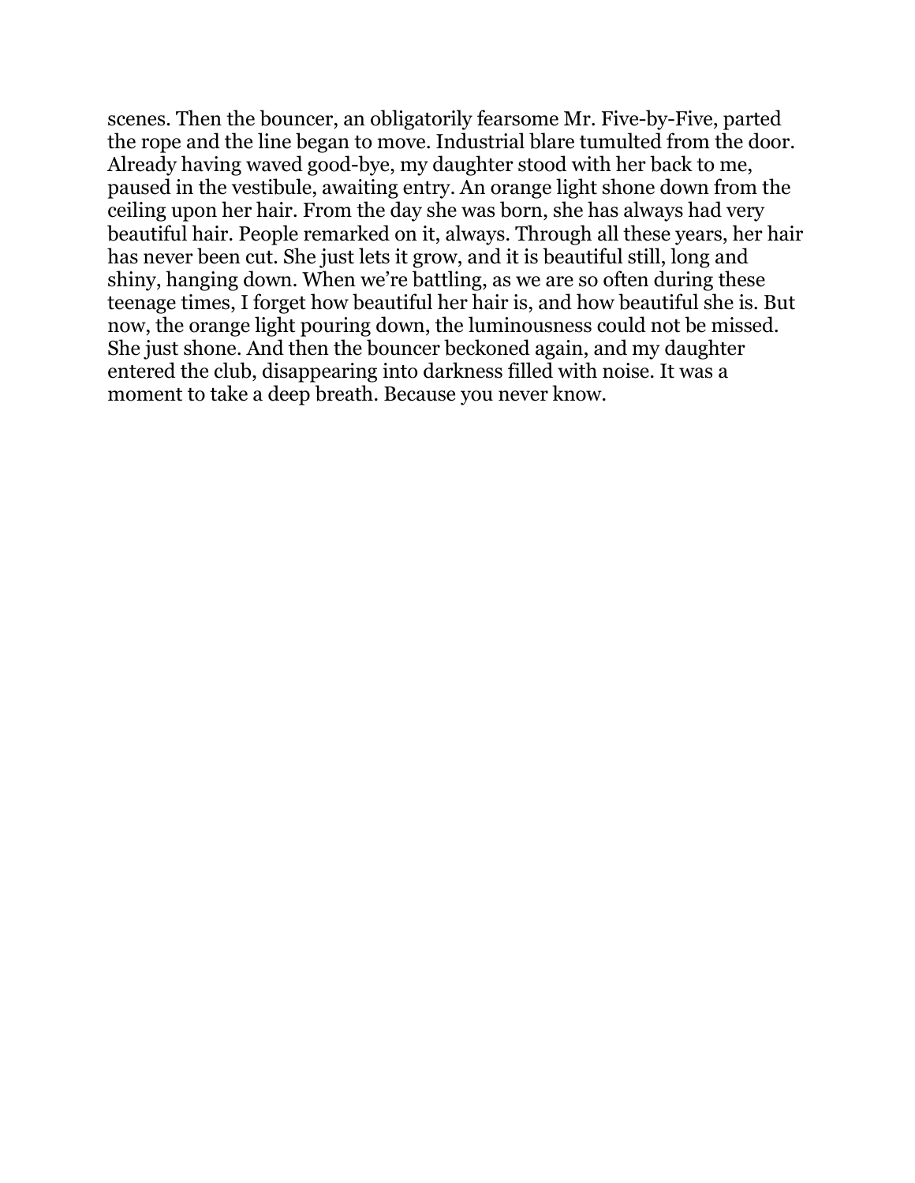scenes. Then the bouncer, an obligatorily fearsome Mr. Five-by-Five, parted the rope and the line began to move. Industrial blare tumulted from the door. Already having waved good-bye, my daughter stood with her back to me, paused in the vestibule, awaiting entry. An orange light shone down from the ceiling upon her hair. From the day she was born, she has always had very beautiful hair. People remarked on it, always. Through all these years, her hair has never been cut. She just lets it grow, and it is beautiful still, long and shiny, hanging down. When we're battling, as we are so often during these teenage times, I forget how beautiful her hair is, and how beautiful she is. But now, the orange light pouring down, the luminousness could not be missed. She just shone. And then the bouncer beckoned again, and my daughter entered the club, disappearing into darkness filled with noise. It was a moment to take a deep breath. Because you never know.